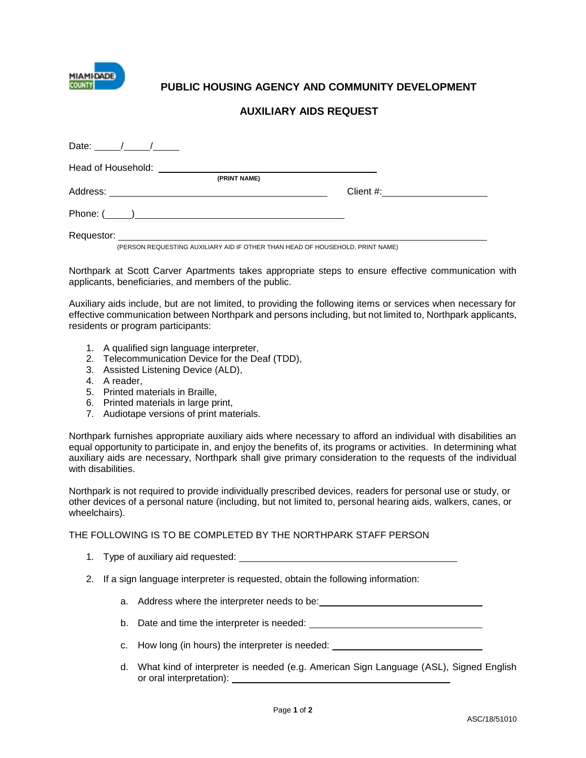# PUBLIC HOUSING AGENCY AND COMMUNITY DEVELOPMENT

## AUXILIARY AIDS REQUEST

Date: _____/_____/_____

Head of Household: ____________________________________________
**(PRINT NAME)**

Address: ____________________________________________ Client #: ____________________

Phone: (_____) ____________________________________________

Requestor: ____________________________________________________________________
(PERSON REQUESTING AUXILIARY AID IF OTHER THAN HEAD OF HOUSEHOLD, PRINT NAME)

Northpark at Scott Carver Apartments takes appropriate steps to ensure effective communication with applicants, beneficiaries, and members of the public.

Auxiliary aids include, but are not limited, to providing the following items or services when necessary for effective communication between Northpark and persons including, but not limited to, Northpark applicants, residents or program participants:

1. A qualified sign language interpreter,
2. Telecommunication Device for the Deaf (TDD),
3. Assisted Listening Device (ALD),
4. A reader,
5. Printed materials in Braille,
6. Printed materials in large print,
7. Audiotape versions of print materials.

Northpark furnishes appropriate auxiliary aids where necessary to afford an individual with disabilities an equal opportunity to participate in, and enjoy the benefits of, its programs or activities. In determining what auxiliary aids are necessary, Northpark shall give primary consideration to the requests of the individual with disabilities.

Northpark is not required to provide individually prescribed devices, readers for personal use or study, or other devices of a personal nature (including, but not limited to, personal hearing aids, walkers, canes, or wheelchairs).

THE FOLLOWING IS TO BE COMPLETED BY THE NORTHPARK STAFF PERSON

1. Type of auxiliary aid requested: ____________________________________________
2. If a sign language interpreter is requested, obtain the following information:
   a. Address where the interpreter needs to be: ________________________________
   b. Date and time the interpreter is needed: ________________________________
   c. How long (in hours) the interpreter is needed: ________________________________
   d. What kind of interpreter is needed (e.g. American Sign Language (ASL), Signed English or oral interpretation): ____________________________________________

ASC/18/51010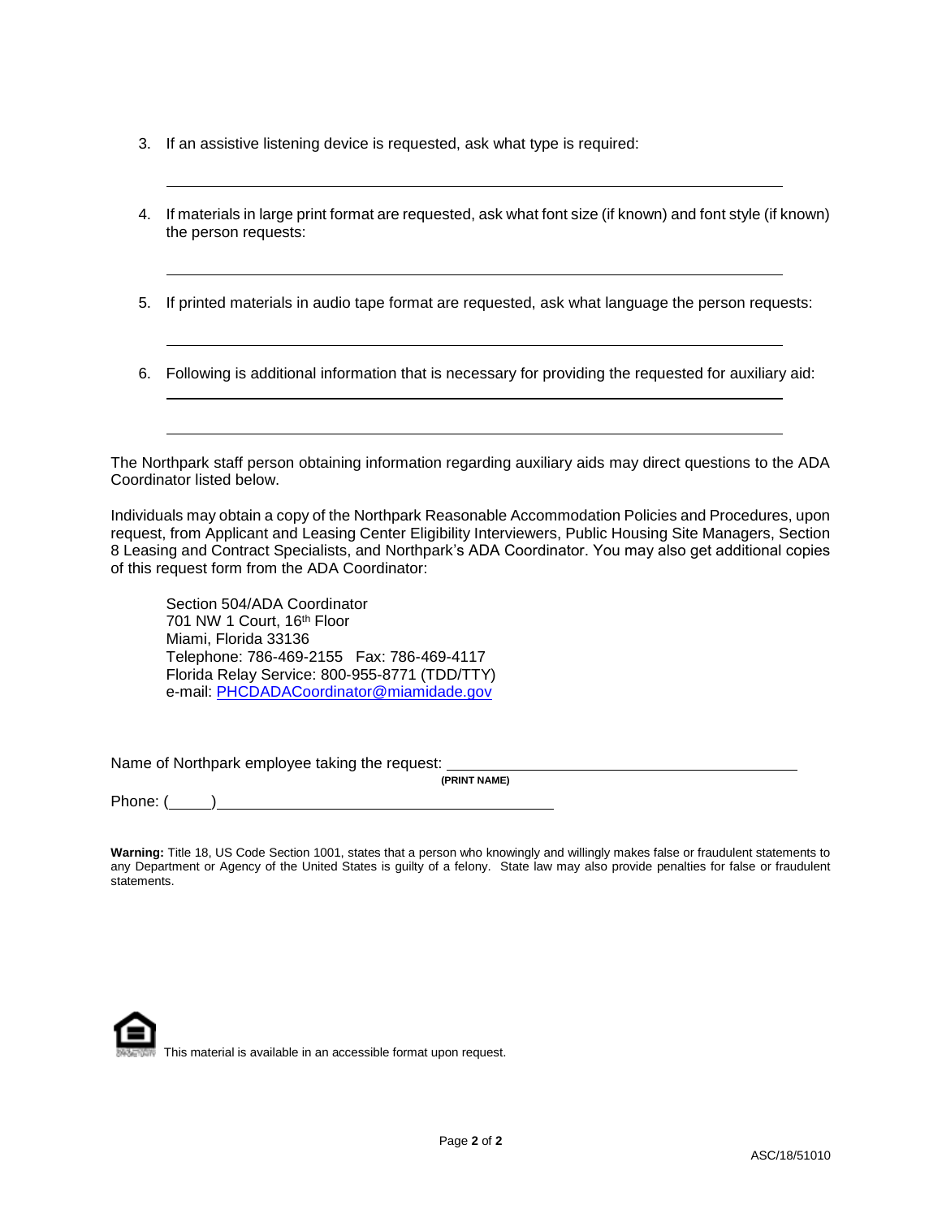3. If an assistive listening device is requested, ask what type is required:

   \_\_\_\_\_\_\_\_\_\_\_\_\_\_\_\_\_\_\_\_\_\_\_\_\_\_\_\_\_\_\_\_\_\_\_\_\_\_\_\_\_\_\_\_\_\_\_\_

4. If materials in large print format are requested, ask what font size (if known) and font style (if known) the person requests:

   \_\_\_\_\_\_\_\_\_\_\_\_\_\_\_\_\_\_\_\_\_\_\_\_\_\_\_\_\_\_\_\_\_\_\_\_\_\_\_\_\_\_\_\_\_\_\_\_

5. If printed materials in audio tape format are requested, ask what language the person requests:

   \_\_\_\_\_\_\_\_\_\_\_\_\_\_\_\_\_\_\_\_\_\_\_\_\_\_\_\_\_\_\_\_\_\_\_\_\_\_\_\_\_\_\_\_\_\_\_\_

6. Following is additional information that is necessary for providing the requested for auxiliary aid:

   \_\_\_\_\_\_\_\_\_\_\_\_\_\_\_\_\_\_\_\_\_\_\_\_\_\_\_\_\_\_\_\_\_\_\_\_\_\_\_\_\_\_\_\_\_\_\_\_

   \_\_\_\_\_\_\_\_\_\_\_\_\_\_\_\_\_\_\_\_\_\_\_\_\_\_\_\_\_\_\_\_\_\_\_\_\_\_\_\_\_\_\_\_\_\_\_\_

The Northpark staff person obtaining information regarding auxiliary aids may direct questions to the ADA Coordinator listed below.

Individuals may obtain a copy of the Northpark Reasonable Accommodation Policies and Procedures, upon request, from Applicant and Leasing Center Eligibility Interviewers, Public Housing Site Managers, Section 8 Leasing and Contract Specialists, and Northpark's ADA Coordinator. You may also get additional copies of this request form from the ADA Coordinator:

> Section 504/ADA Coordinator
> 701 NW 1 Court, 16th Floor
> Miami, Florida 33136
> Telephone: 786-469-2155   Fax: 786-469-4117
> Florida Relay Service: 800-955-8771 (TDD/TTY)
> e-mail: PHCDADACoordinator@miamidade.gov

Name of Northpark employee taking the request: \_\_\_\_\_\_\_\_\_\_\_\_\_\_\_\_\_\_\_\_\_\_\_\_\_\_\_\_\_\_\_\_
**(PRINT NAME)**

Phone: (\_\_\_\_\_)\_\_\_\_\_\_\_\_\_\_\_\_\_\_\_\_\_\_\_\_\_\_\_\_\_\_\_\_\_\_

**Warning:** Title 18, US Code Section 1001, states that a person who knowingly and willingly makes false or fraudulent statements to any Department or Agency of the United States is guilty of a felony. State law may also provide penalties for false or fraudulent statements.

This material is available in an accessible format upon request.

ASC/18/51010